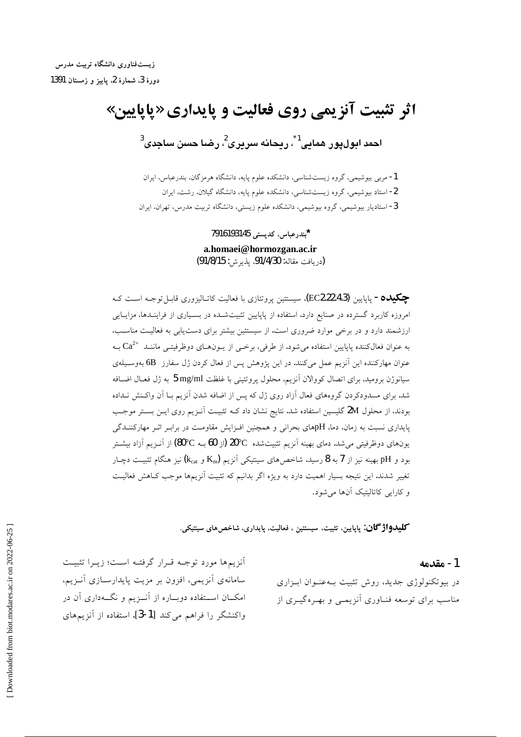# اثر تثبیت آنزیمی روی فعالیت و پایداری «پاپایین»

**احمد ابول‌پور همایی[1*]، ریحانه سریری[2]، رضا حسن ساجدی[3]**

1- مربی بیوشیمی، گروه زیست‌شناسی، دانشکده علوم پایه، دانشگاه هرمزگان، بندرعباس، ایران
2- استاد بیوشیمی، گروه زیست‌شناسی، دانشکده علوم پایه، دانشگاه گیلان، رشت، ایران
3- استادیار بیوشیمی، گروه بیوشیمی، دانشکده علوم زیستی، دانشگاه تربیت مدرس، تهران، ایران

*بندرعباس، کدپستی 7916193145

a.homaei@hormozgan.ac.ir

(دریافت مقاله: 91/4/30، پذیرش: 91/8/15)

**چکیده** - پاپایین (EC2.22.4.3)، سیستئین پروتئازی با فعالیت کاتالیزوری قابل‌توجه است که امروزه کاربرد گسترده در صنایع دارد. استفاده از پاپایین تثبیت‌شده در بسیاری از فرایندها، مزایایی ارزشمند دارد و در برخی موارد ضروری است. از سیستئین بیشتر برای دستیابی به فعالیت مناسب، به عنوان فعال‌کننده پاپایین استفاده می‌شود. از طرفی، برخی از یون‌های دوظرفیتی مانند $Ca^{2+}$ به عنوان مهارکننده این آنزیم عمل می‌کنند. در این پژوهش پس از فعال کردن ژل سفارز 6B به‌وسیله‌ی سیانوژن بروماید، برای اتصال کووالان آنزیم، محلول پروتئینی با غلظت 5 mg/ml به ژل فعال اضافه شد. برای مسدودکردن گروه‌های فعال آزاد روی ژل که پس از اضافه شدن آنزیم با آن واکنش نداده بودند، از محلول 2M گلیسین استفاده شد. نتایج نشان داد که تثبیت آنزیم روی این بستر موجب پایداری نسبت به زمان، دما، pHهای بحرانی و همچنین افزایش مقاومت در برابر اثر مهارکنندگی یون‌های دوظرفیتی می‌شد. دمای بهینه آنزیم تثبیت‌شده 20°C (از 60 به 80°C) از آنزیم آزاد بیشتر بود و pH بهینه نیز از 7 به 8 رسید. شاخص‌های سینتیکی آنزیم ($K_m$ و $k_{cat}$) نیز هنگام تثبیت دچار تغییر شدند. این نتیجه بسیار اهمیت دارد به ویژه اگر بدانیم که تثبیت آنزیم‌ها موجب کاهش فعالیت و کارایی کاتالیتیک آن‌ها می‌شود.

**کلیدواژگان:** پاپایین، تثبیت، سیستئین ، فعالیت، پایداری، شاخص‌های سینتیکی.

## 1- مقدمه

در بیوتکنولوژی جدید، روش تثبیت به‌عنوان ابزاری مناسب برای توسعه فناوری آنزیمی و بهره‌گیری از آنزیم‌ها مورد توجه قرار گرفته است؛ زیرا تثبیت سامانه‌ی آنزیمی، افزون بر مزیت پایدارسازی آنزیم، امکان استفاده دوباره از آنزیم و نگه‌داری آن در واکنشگر را فراهم می‌کند [1-3]. استفاده از آنزیم‌های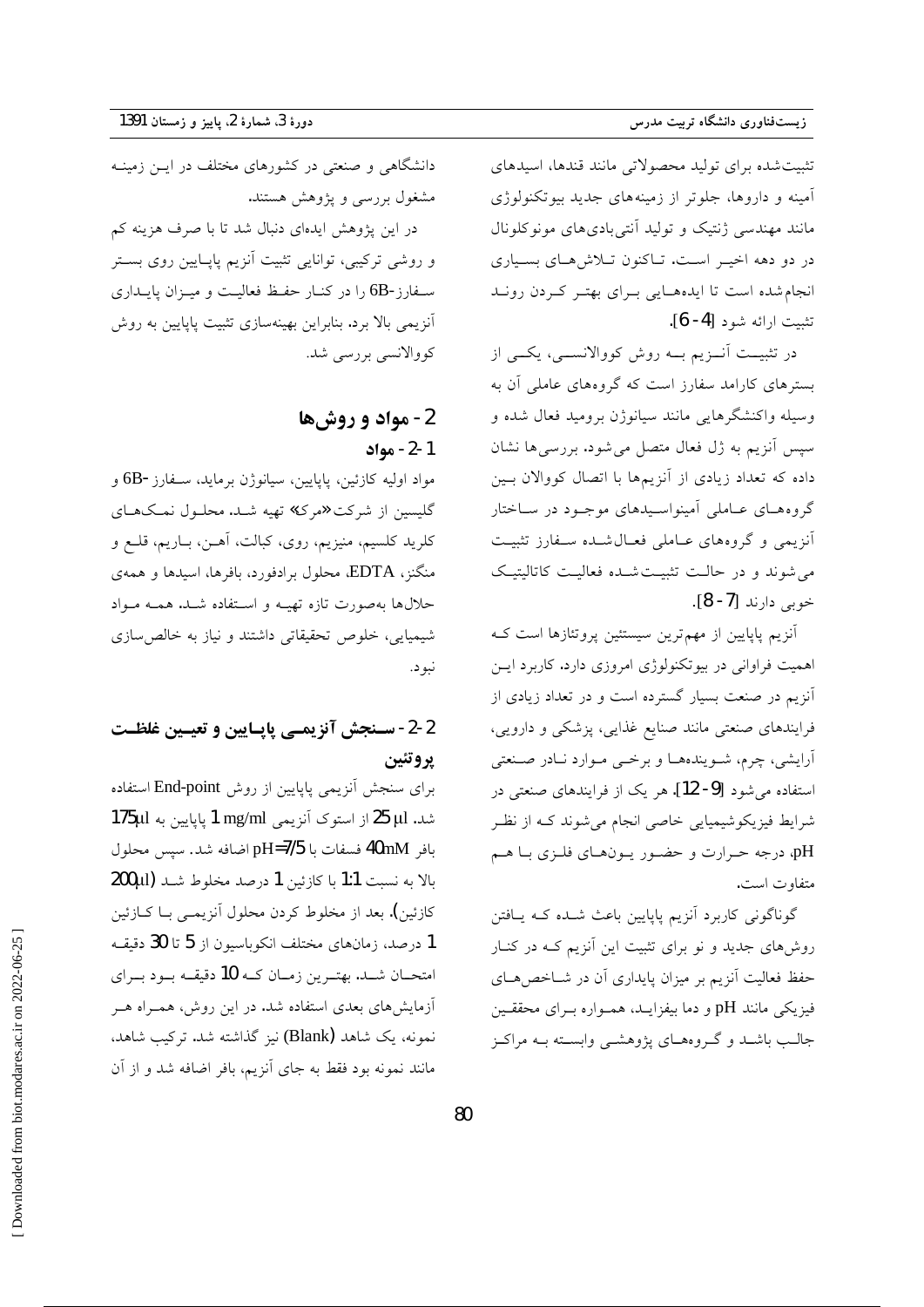تثبیت‌شده برای تولید محصولاتی مانند قندها، اسیدهای آمینه و داروها، جلوتر از زمینه‌های جدید بیوتکنولوژی مانند مهندسی ژنتیک و تولید آنتی‌بادی‌های مونوکلونال در دو دهه اخیر است. تاکنون تلاش‌های بسیاری انجام‌شده است تا ایده‌هایی برای بهتر کردن روند تثبیت ارائه شود [4-6].

در تثبیت آنزیم به روش کووالانسی، یکی از بسترهای کارامد سفارز است که گروه‌های عاملی آن به وسیله واکنشگرهایی مانند سیانوژن بروماید فعال شده و سپس آنزیم به ژل فعال متصل می‌شود. بررسی‌ها نشان داده که تعداد زیادی از آنزیم‌ها با اتصال کووالان بین گروه‌های عاملی آمینواسیدهای موجود در ساختار آنزیمی و گروه‌های عاملی فعال‌شده سفارز تثبیت می‌شوند و در حالت تثبیت‌شده فعالیت کاتالیتیک خوبی دارند [7-8].

آنزیم پاپایین از مهم‌ترین سیستئین پروتئازها است که اهمیت فراوانی در بیوتکنولوژی امروزی دارد. کاربرد این آنزیم در صنعت بسیار گسترده است و در تعداد زیادی از فرایندهای صنعتی مانند صنایع غذایی، پزشکی و دارویی، آرایشی، چرم، شوینده‌ها و برخی موارد نادر صنعتی استفاده می‌شود [9-12]. هر یک از فرایندهای صنعتی در شرایط فیزیکوشیمیایی خاصی انجام می‌شوند که از نظر pH، درجه حرارت و حضور یون‌های فلزی با هم متفاوت است.

گوناگونی کاربرد آنزیم پاپایین باعث شده که یافتن روش‌های جدید و نو برای تثبیت این آنزیم که در کنار حفظ فعالیت آنزیم بر میزان پایداری آن در شاخص‌های فیزیکی مانند pH و دما بیفزاید، همواره برای محققین جالب باشد و گروه‌های پژوهشی وابسته به مراکز دانشگاهی و صنعتی در کشورهای مختلف در این زمینه مشغول بررسی و پژوهش هستند.

در این پژوهش ایده‌ای دنبال شد تا با صرف هزینه کم و روشی ترکیبی، توانایی تثبیت آنزیم پاپایین روی بستر سفارز-6B را در کنار حفظ فعالیت و میزان پایداری آنزیمی بالا برد. بنابراین بهینه‌سازی تثبیت پاپایین به روش کووالانسی بررسی شد.

## 2- مواد و روش‌ها

### 2-1- مواد

مواد اولیه کازئین، پاپایین، سیانوژن برماید، سفارز -6B و گلیسین از شرکت «مرک» تهیه شد. محلول نمک‌های کلرید کلسیم، منیزیم، روی، کبالت، آهن، باریم، قلع و منگنز، EDTA، محلول برادفورد، بافرها، اسیدها و همه‌ی حلال‌ها به‌صورت تازه تهیه و استفاده شد. همه مواد شیمیایی، خلوص تحقیقاتی داشتند و نیاز به خالص‌سازی نبود.

### 2-2- سنجش آنزیمی پاپایین و تعیین غلظت پروتئین

برای سنجش آنزیمی پاپایین از روش End-point استفاده شد. 25 µl از استوک آنزیمی 1 mg/ml پاپایین به 175µl بافر 40mM فسفات با pH=7/5 اضافه شد. سپس محلول بالا به نسبت 1:1 با کازئین 1 درصد مخلوط شد (200µl کازئین). بعد از مخلوط کردن محلول آنزیمی با کازئین 1 درصد، زمان‌های مختلف انکوباسیون از 5 تا 30 دقیقه امتحان شد. بهترین زمان که 10 دقیقه بود برای آزمایش‌های بعدی استفاده شد. در این روش، همراه هر نمونه، یک شاهد (Blank) نیز گذاشته شد. ترکیب شاهد، مانند نمونه بود فقط به جای آنزیم، بافر اضافه شد و از آن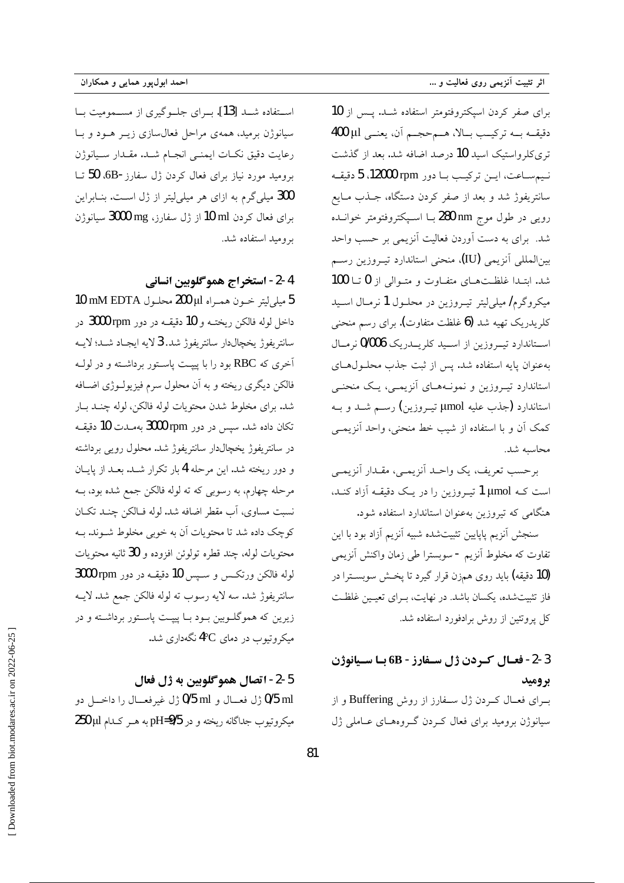برای صفر کردن اسپکتروفتومتر استفاده شد. پس از 10 دقیقه به ترکیب بالا، هم‌حجم آن، یعنی 400 µl تری‌کلرواستیک اسید 10 درصد اضافه شد. بعد از گذشت نیم‌ساعت، این ترکیب با دور 12000 rpm، 5 دقیقه سانتریفوژ شد و بعد از صفر کردن دستگاه، جذب مایع رویی در طول موج 280 nm با اسپکتروفتومتر خوانده شد. برای به دست آوردن فعالیت آنزیمی بر حسب واحد بین‌المللی آنزیمی (IU)، منحنی استاندارد تیروزین رسم شد. ابتدا غلظت‌های متفاوت و متوالی از 0 تا 100 میکروگرم/ میلی‌لیتر تیروزین در محلول 1 نرمال اسید کلریدریک تهیه شد (6 غلظت متفاوت). برای رسم منحنی استاندارد تیروزین از اسید کلریدریک 0/006 نرمال به‌عنوان پایه استفاده شد. پس از ثبت جذب محلول‌های استاندارد تیروزین و نمونه‌های آنزیمی، یک منحنی استاندارد (جذب علیه µmol تیروزین) رسم شد و به کمک آن و با استفاده از شیب خط منحنی، واحد آنزیمی محاسبه شد.

برحسب تعریف، یک واحد آنزیمی، مقدار آنزیمی است که 1 µmol تیروزین را در یک دقیقه آزاد کند، هنگامی که تیروزین به‌عنوان استاندارد استفاده شود.

سنجش آنزیم پاپایین تثبیت‌شده شبیه آنزیم آزاد بود با این تفاوت که مخلوط آنزیم - سوبسترا طی زمان واکنش آنزیمی (10 دقیقه) باید روی هم‌زن قرار گیرد تا پخش سوبسترا در فاز تثبیت‌شده، یکسان باشد. در نهایت، برای تعیین غلظت کل پروتئین از روش برادفورد استفاده شد.

### 2-3- فعال کردن ژل سفارز - 6B با سیانوژن بروميد

برای فعال کردن ژل سفارز از روش Buffering و از سیانوژن بروميد برای فعال کردن گروه‌های عاملی ژل استفاده شد [13]. برای جلوگیری از مسمومیت با سیانوژن برمید، همه‌ی مراحل فعال‌سازی زیر هود و با رعایت دقیق نکات ایمنی انجام شد. مقدار سیانوژن بروميد مورد نیاز برای فعال کردن ژل سفارز ‎-6B، 50 تا 300 میلی‌گرم به ازای هر میلی‌لیتر از ژل است. بنابراین برای فعال کردن 10 ml از ژل سفارز، 3000 mg سیانوژن بروميد استفاده شد.

### 2-4- استخراج هموگلوبین انسانی

5 میلی‌لیتر خون همراه 200 µl محلول 10 mM EDTA داخل لوله فالکن ریخته و 10 دقیقه در دور 3000 rpm در سانتریفوژ یخچال‌دار سانتریفوژ شد. 3 لایه ایجاد شد؛ لایه آخری که RBC بود را با پیپت پاستور برداشته و در لوله فالکن دیگری ریخته و به آن محلول سرم فیزیولوژی اضافه شد. برای مخلوط شدن محتویات لوله فالکن، لوله چند بار تکان داده شد. سپس در دور 3000 rpm به‌مدت 10 دقیقه در سانتریفوژ یخچال‌دار سانتریفوژ شد. محلول رویی برداشته و دور ریخته شد. این مرحله 4 بار تکرار شد. بعد از پایان مرحله چهارم، به رسوبی که ته لوله فالکن جمع شده بود، به نسبت مساوی، آب مقطر اضافه شد. لوله فالکن چند تکان کوچک داده شد تا محتویات آن به خوبی مخلوط شوند. به محتویات لوله، چند قطره تولوئن افزوده و 30 ثانیه محتویات لوله فالکن ورتکس و سپس 10 دقیقه در دور 3000 rpm سانتریفوژ شد. سه لایه رسوب ته لوله فالکن جمع شد. لایه زیرین که هموگلوبین بود با پیپت پاستور برداشته و در میکروتیوب در دمای 4°C نگه‌داری شد.

### 2-5- اتصال هموگلوبین به ژل فعال

0/5 ml ژل فعال و 0/5 ml ژل غیرفعال را داخل دو میکروتیوب جداگانه ریخته و در pH=9/5 به هر کدام 250 µl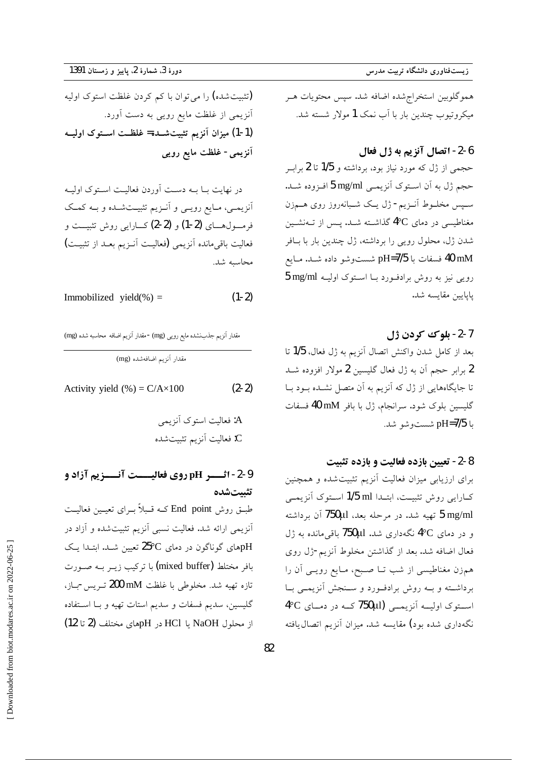هموگلوبین استخراج‌شده اضافه شد. سپس محتویات هر میکروتیوب چندین بار با آب نمک 1 مولار شسته شد.

## 2-6- اتصال آنزیم به ژل فعال

حجمی از ژل که مورد نیاز بود، برداشته و 1/5 تا 2 برابر حجم ژل به آن استوک آنزیمی 5 mg/ml افزوده شد. سپس مخلوط آنزیم- ژل یک شبانه‌روز روی هم‌زن مغناطیسی در دمای 4°C گذاشته شد. پس از ته‌نشین شدن ژل، محلول رویی را برداشته، ژل چندین بار با بافر 40 mM فسفات با pH=7/5 شست‌وشو داده شد. مایع رویی نیز به روش برادفورد با استوک اولیه 5 mg/ml پاپایین مقایسه شد.

## 2-7- بلوک کردن ژل

بعد از کامل شدن واکنش اتصال آنزیم به ژل فعال، 1/5 تا 2 برابر حجم آن به ژل فعال گلیسین 2 مولار افزوده شد تا جایگاه‌هایی از ژل که آنزیم به آن متصل نشده بود با گلیسین بلوک شود. سرانجام، ژل با بافر 40 mM فسفات با pH=7/5 شست‌وشو شد.

## 2-8- تعیین بازده فعالیت و بازده تثبیت

برای ارزیابی میزان فعالیت آنزیم تثبیت‌شده و همچنین کارایی روش تثبیت، ابتدا 1/5 ml استوک آنزیمی 5 mg/ml تهیه شد. در مرحله بعد، 750µl آن برداشته و در دمای 4°C نگه‌داری شد. 750µl باقی‌مانده به ژل فعال اضافه شد. بعد از گذاشتن مخلوط آنزیم-ژل روی هم‌زن مغناطیسی از شب تا صبح، مایع رویی آن را برداشته و به روش برادفورد و سنجش آنزیمی با استوک اولیه آنزیمی (750µl که در دمای 4°C نگه‌داری شده بود) مقایسه شد. میزان آنزیم اتصال‌یافته (تثبیت‌شده) را می‌توان با کم کردن غلظت استوک اولیه آنزیمی از غلظت مایع رویی به دست آورد.

**(1-1) میزان آنزیم تثبیت‌شده= غلظت استوک اولیه آنزیمی - غلظت مایع رویی**

در نهایت با به دست آوردن فعالیت استوک اولیه آنزیمی، مایع رویی و آنزیم تثبیت‌شده و به کمک فرمول‌های (1-2) و (2-2) کارایی روش تثبیت و فعالیت باقی‌مانده آنزیمی (فعالیت آنزیم بعد از تثبیت) محاسبه شد.

$$\text{Immobilized yield(\%)} = \frac{\text{مقدار آنزیم اضافه محاسبه شده (mg) - مقدار آنزیم جذب‌نشده مایع رویی (mg)}}{\text{مقدار آنزیم اضافه‌شده (mg)}} \quad (1\text{-}2)$$

$$\text{Activity yield (\%)} = C/A \times 100 \quad (2\text{-}2)$$

A: فعالیت استوک آنزیمی
C: فعالیت آنزیم تثبیت‌شده

## 2-9- اثر pH روی فعالیت آنزیم آزاد و تثبیت‌شده

طبق روش End point که قبلاً برای تعیین فعالیت آنزیمی ارائه شد. فعالیت نسبی آنزیم تثبیت‌شده و آزاد در pHهای گوناگون در دمای 25°C تعیین شد. ابتدا یک بافر مختلط (mixed buffer) با ترکیب زیر به صورت تازه تهیه شد. مخلوطی با غلظت 200 mM تریس -باز، گلیسین، سدیم فسفات و سدیم استات تهیه و با استفاده از محلول NaOH یا HCl در pHهای مختلف (2 تا 12)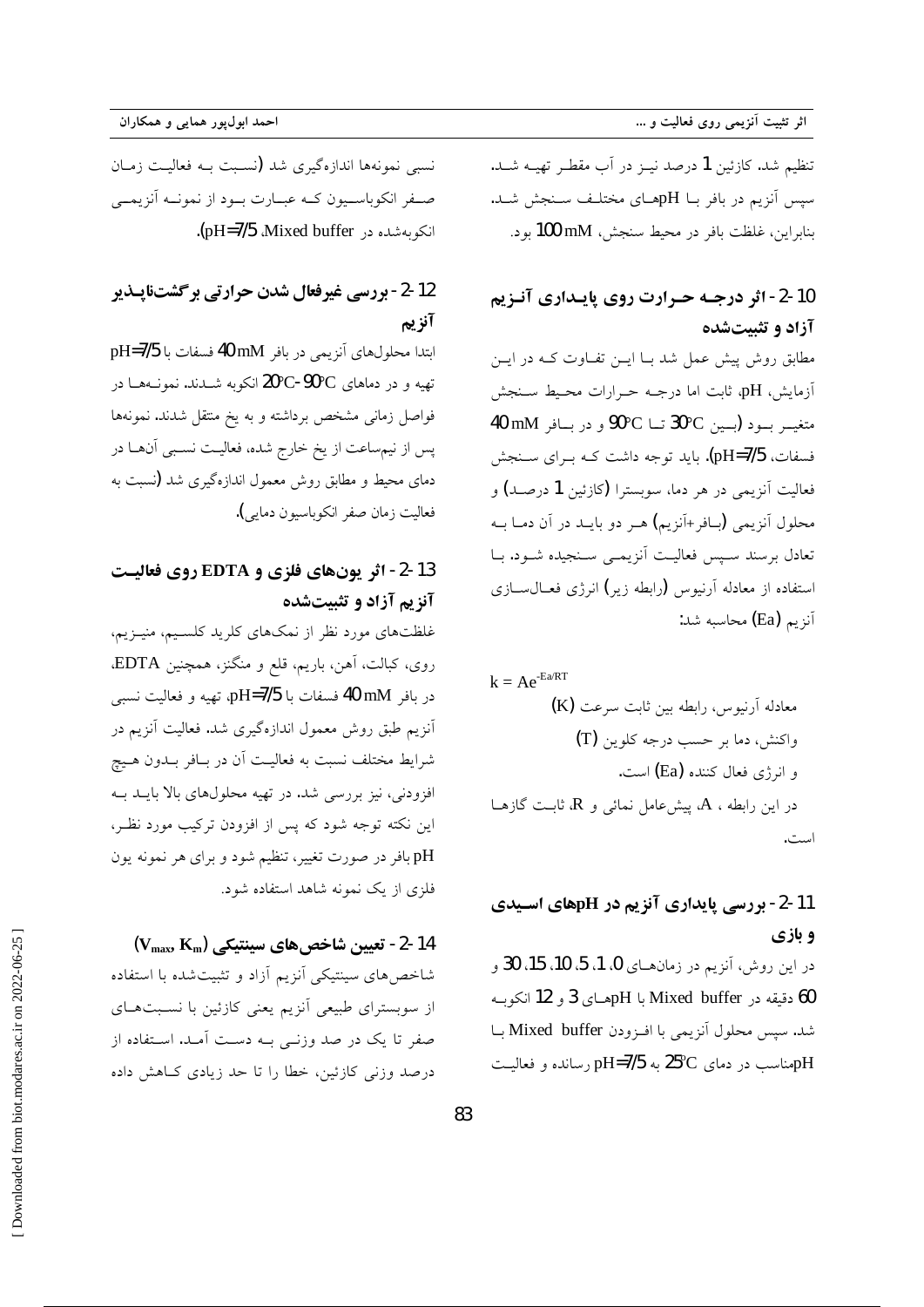تنظیم شد. کازئین 1 درصد نیز در آب مقطر تهیه شد. سپس آنزیم در بافر با pHهای مختلف سنجش شد. بنابراین، غلظت بافر در محیط سنجش، 100 mM بود.

## 2-10- اثر درجه حرارت روی پایداری آنزیم آزاد و تثبیت‌شده

مطابق روش پیش عمل شد با این تفاوت که در این آزمایش، pH، ثابت اما درجه حرارات محیط سنجش متغیر بود (بین 30°C تا 90°C و در بافر 40 mM فسفات، pH=7/5). باید توجه داشت که برای سنجش فعالیت آنزیمی در هر دما، سوبسترا (کازئین 1 درصد) و محلول آنزیمی (بافر+آنزیم) هر دو باید در آن دما به تعادل برسند سپس فعالیت آنزیمی سنجیده شود. با استفاده از معادله آرنیوس (رابطه زیر) انرژی فعال‌سازی آنزیم (Ea) محاسبه شد:

$$k = Ae^{-Ea/RT}$$

معادله آرنیوس، رابطه بین ثابت سرعت (K) واکنش، دما بر حسب درجه کلوین (T) و انرژی فعال کننده (Ea) است.

در این رابطه ، A، پیش‌عامل نمائی و R، ثابت گازها است.

## 2-11- بررسی پایداری آنزیم در pHهای اسیدی و بازی

در این روش، آنزیم در زمان‌های 0، 1، 5، 10، 15، 30 و 60 دقیقه در Mixed buffer با pHهای 3 و 12 انکوبه شد. سپس محلول آنزیمی با افزودن Mixed buffer با pHمناسب در دمای 25°C به pH=7/5 رسانده و فعالیت نسبی نمونه‌ها اندازه‌گیری شد (نسبت به فعالیت زمان صفر انکوباسیون که عبارت بود از نمونه آنزیمی انکوبه‌شده در Mixed buffer، pH=7/5).

## 2-12- بررسی غیرفعال شدن حرارتی برگشت‌ناپذیر آنزیم

ابتدا محلول‌های آنزیمی در بافر 40 mM فسفات با pH=7/5 تهیه و در دماهای 20°C-90°C انکوبه شدند. نمونه‌ها در فواصل زمانی مشخص برداشته و به یخ منتقل شدند. نمونه‌ها پس از نیم‌ساعت از یخ خارج شده، فعالیت نسبی آن‌ها در دمای محیط و مطابق روش معمول اندازه‌گیری شد (نسبت به فعالیت زمان صفر انکوباسیون دمایی).

## 2-13- اثر یون‌های فلزی و EDTA روی فعالیت آنزیم آزاد و تثبیت‌شده

غلظت‌های مورد نظر از نمک‌های کلرید کلسیم، منیزیم، روی، کبالت، آهن، باریم، قلع و منگنز، همچنین EDTA، در بافر 40 mM فسفات با pH=7/5، تهیه و فعالیت نسبی آنزیم طبق روش معمول اندازه‌گیری شد. فعالیت آنزیم در شرایط مختلف نسبت به فعالیت آن در بافر بدون هیچ افزودنی، نیز بررسی شد. در تهیه محلول‌های بالا باید به این نکته توجه شود که پس از افزودن ترکیب مورد نظر، pH بافر در صورت تغییر، تنظیم شود و برای هر نمونه یون فلزی از یک نمونه شاهد استفاده شود.

## 2-14- تعیین شاخص‌های سینتیکی ($V_{max}$, $K_m$)

شاخص‌های سینتیکی آنزیم آزاد و تثبیت‌شده با استفاده از سوبسترای طبیعی آنزیم یعنی کازئین با نسبت‌های صفر تا یک در صد وزنی به دست آمد. استفاده از درصد وزنی کازئین، خطا را تا حد زیادی کاهش داده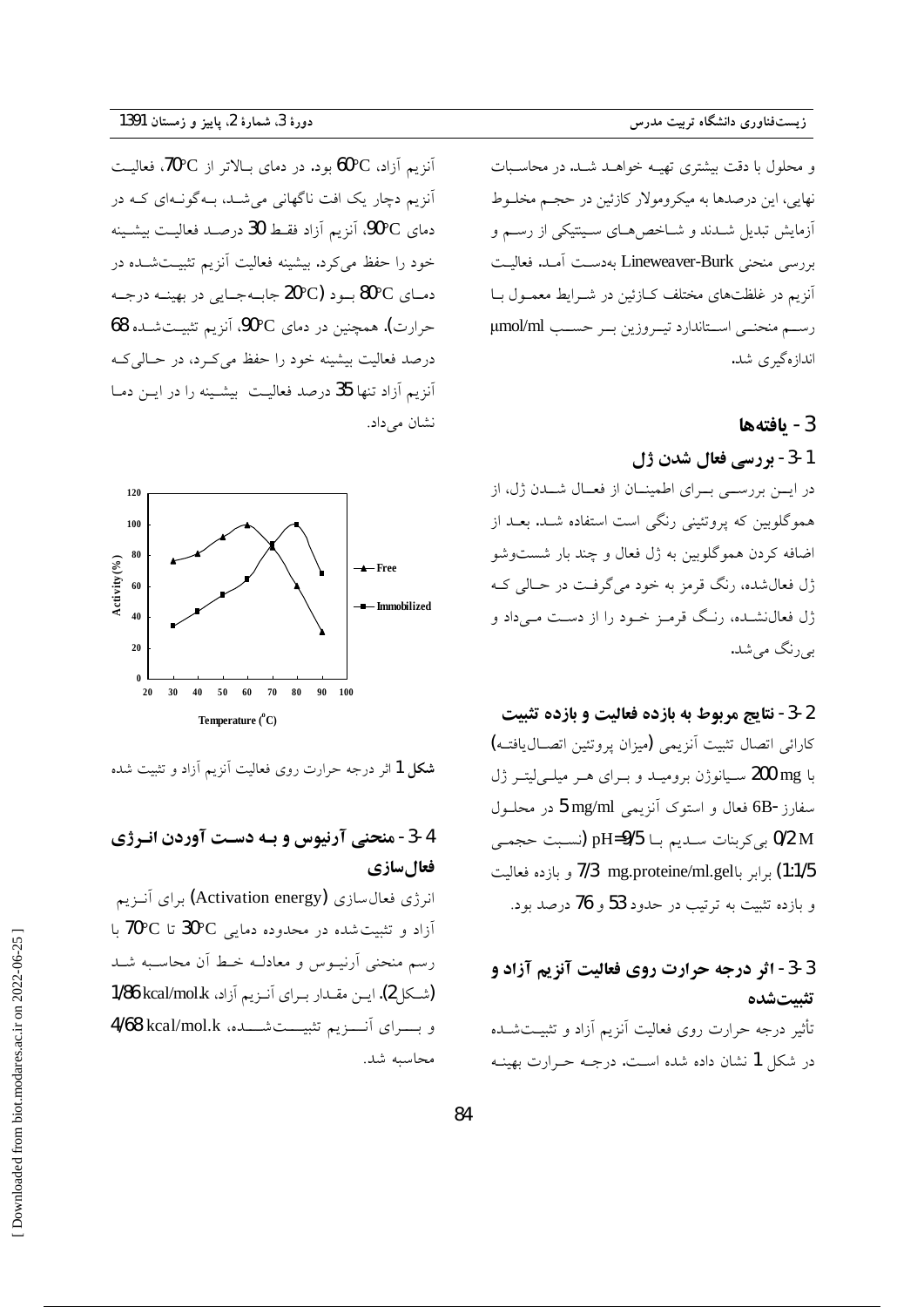و محلول با دقت بیشتری تهیه خواهد شد. در محاسبات نهایی، این درصدها به میکرومولار کازئین در حجم مخلوط آزمایش تبدیل شدند و شاخص‌های سینتیکی از رسم و بررسی منحنی Lineweaver-Burk به‌دست آمد. فعالیت آنزیم در غلظت‌های مختلف کازئین در شرایط معمول با رسم منحنی استاندارد تیروزین بر حسب µmol/ml اندازه‌گیری شد.

## 3- یافته‌ها

### 3-1- بررسی فعال شدن ژل

در این بررسی برای اطمینان از فعال شدن ژل، از هموگلوبین که پروتئینی رنگی است استفاده شد. بعد از اضافه کردن هموگلوبین به ژل فعال و چند بار شست‌وشو ژل فعال‌شده، رنگ قرمز به خود می‌گرفت در حالی که ژل فعال‌نشده، رنگ قرمز خود را از دست می‌داد و بی‌رنگ می‌شد.

### 3-2- نتایج مربوط به بازده فعالیت و بازده تثبیت

کارائی اتصال تثبیت آنزیمی (میزان پروتئین اتصال‌یافته) با 200 mg سیانوژن برومید و برای هر میلی‌لیتر ژل سفارز 6B- فعال و استوک آنزیمی 5 mg/ml در محلول 0/2 M بی‌کربنات سدیم با pH=9/5 (نسبت حجمی 1:1/5) برابر با 7/3 mg.proteine/ml.gel و بازده فعالیت و بازده تثبیت به ترتیب در حدود 53 و 76 درصد بود.

### 3-3- اثر درجه حرارت روی فعالیت آنزیم آزاد و تثبیت‌شده

تأثیر درجه حرارت روی فعالیت آنزیم آزاد و تثبیت‌شده در شکل 1 نشان داده شده است. درجه حرارت بهینه آنزیم آزاد، 60°C بود. در دمای بالاتر از 70°C، فعالیت آنزیم دچار یک افت ناگهانی می‌شد، به‌گونه‌ای که در دمای 90°C، آنزیم آزاد فقط 30 درصد فعالیت بیشینه خود را حفظ می‌کرد. بیشینه فعالیت آنزیم تثبیت‌شده در دمای 80°C بود (20°C جابه‌جایی در بهینه درجه حرارت). همچنین در دمای 90°C، آنزیم تثبیت‌شده 68 درصد فعالیت بیشینه خود را حفظ می‌کرد، در حالی‌که آنزیم آزاد تنها 35 درصد فعالیت بیشینه را در این دما نشان می‌داد.

**شکل 1** اثر درجه حرارت روی فعالیت آنزیم آزاد و تثبیت شده

### 3-4- منحنی آرنیوس و به دست آوردن انرژی فعال‌سازی

انرژی فعال‌سازی (Activation energy) برای آنزیم آزاد و تثبیت‌شده در محدوده دمایی 30°C تا 70°C با رسم منحنی آرنیوس و معادله خط آن محاسبه شد (شکل 2). این مقدار برای آنزیم آزاد، 1/86 kcal/mol.k و برای آنزیم تثبیت‌شده، 4/68 kcal/mol.k محاسبه شد.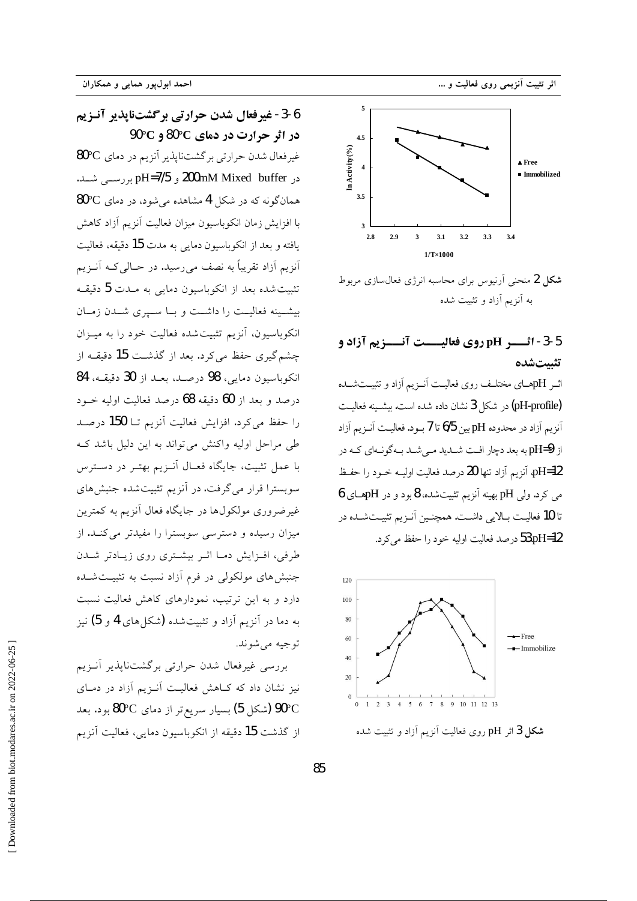شکل 2 منحنی آرنیوس برای محاسبه انرژی فعال‌سازی مربوط به آنزیم آزاد و تثبیت شده

## 3-5- اثر pH روی فعالیت آنزیم آزاد و تثبیت‌شده

اثر pHهای مختلف روی فعالیت آنزیم آزاد و تثبیت‌شده (pH-profile) در شکل 3 نشان داده شده است. بیشینه فعالیت آنزیم آزاد در محدوده pH بین 6/5 تا 7 بود. فعالیت آنزیم آزاد از pH=9 به بعد دچار افت شدید می‌شد به‌گونه‌ای که در pH=12، آنزیم آزاد تنها 20 درصد فعالیت اولیه خود را حفظ می کرد. ولی pH بهینه آنزیم تثبیت‌شده، 8 بود و در pHهای 6 تا 10 فعالیت بالایی داشت. همچنین آنزیم تثبیت‌شده در pH=12، 53 درصد فعالیت اولیه خود را حفظ می‌کرد.

شکل 3 اثر pH روی فعالیت آنزیم آزاد و تثبیت شده

## 3-6- غیرفعال شدن حرارتی برگشت‌ناپذیر آنزیم در اثر حرارت در دمای 80°C و 90°C

غیرفعال شدن حرارتی برگشت‌ناپذیر آنزیم در دمای 80°C در 200mM Mixed buffer و pH=7/5 بررسی شد. همان‌گونه که در شکل 4 مشاهده می‌شود، در دمای 80°C با افزایش زمان انکوباسیون میزان فعالیت آنزیم آزاد کاهش یافته و بعد از انکوباسیون دمایی به مدت 15 دقیقه، فعالیت آنزیم آزاد تقریباً به نصف می‌رسید. در حالی‌که آنزیم تثبیت‌شده بعد از انکوباسیون دمایی به مدت 5 دقیقه بیشینه فعالیت را داشت و با سپری شدن زمان انکوباسیون، آنزیم تثبیت‌شده فعالیت خود را به میزان چشم‌گیری حفظ می‌کرد. بعد از گذشت 15 دقیقه از انکوباسیون دمایی، 98 درصد، بعد از 30 دقیقه، 84 درصد و بعد از 60 دقیقه 68 درصد فعالیت اولیه خود را حفظ می‌کرد. افزایش فعالیت آنزیم تا 150 درصد طی مراحل اولیه واکنش می‌تواند به این دلیل باشد که با عمل تثبیت، جایگاه فعال آنزیم بهتر در دسترس سوبسترا قرار می‌گرفت. در آنزیم تثبیت‌شده جنبش‌های غیرضروری مولکول‌ها در جایگاه فعال آنزیم به کمترین میزان رسیده و دسترسی سوبسترا را مفیدتر می‌کند. از طرفی، افزایش دما اثر بیشتری روی زیادتر شدن جنبش‌های مولکولی در فرم آزاد نسبت به تثبیت‌شده دارد و به این ترتیب، نمودارهای کاهش فعالیت نسبت به دما در آنزیم آزاد و تثبیت‌شده (شکل‌های 4 و 5) نیز توجیه می‌شوند.

بررسی غیرفعال شدن حرارتی برگشت‌ناپذیر آنزیم نیز نشان داد که کاهش فعالیت آنزیم آزاد در دمای 90°C (شکل 5) بسیار سریع‌تر از دمای 80°C بود. بعد از گذشت 15 دقیقه از انکوباسیون دمایی، فعالیت آنزیم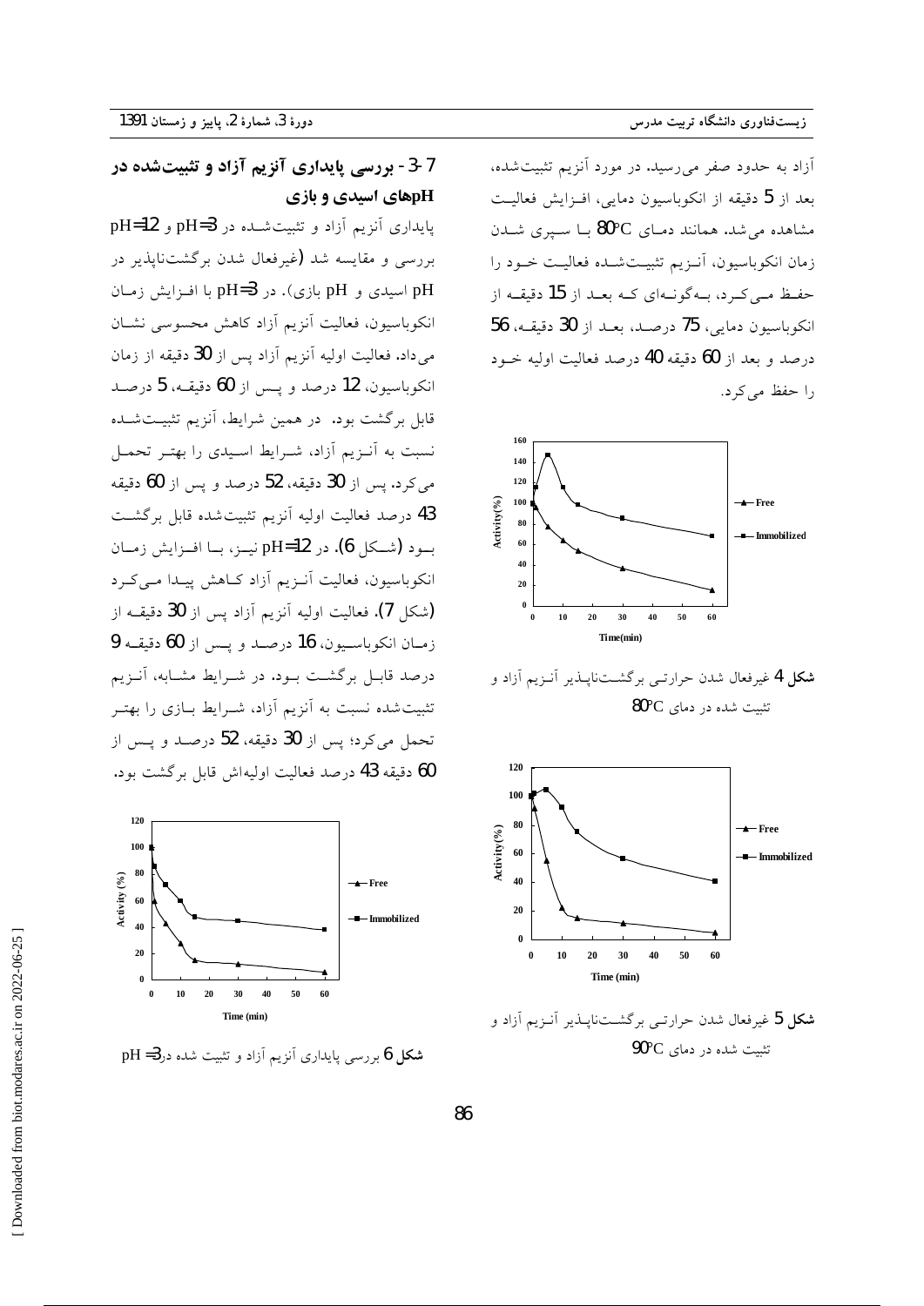آزاد به حدود صفر می‌رسید. در مورد آنزیم تثبیت‌شده، بعد از 5 دقیقه از انکوباسیون دمایی، افزایش فعالیت مشاهده می‌شد. همانند دمای 80°C با سپری شدن زمان انکوباسیون، آنزیم تثبیت‌شده فعالیت خود را حفظ می‌کرد، به‌گونه‌ای که بعد از 15 دقیقه از انکوباسیون دمایی، 75 درصد، بعد از 30 دقیقه، 56 درصد و بعد از 60 دقیقه 40 درصد فعالیت اولیه خود را حفظ می‌کرد.

**شکل 4** غیرفعال شدن حرارتی برگشت‌ناپذیر آنزیم آزاد و تثبیت شده در دمای 80°C

**شکل 5** غیرفعال شدن حرارتی برگشت‌ناپذیر آنزیم آزاد و تثبیت شده در دمای 90°C

### 3-7- بررسی پایداری آنزیم آزاد و تثبیت‌شده در pHهای اسیدی و بازی

پایداری آنزیم آزاد و تثبیت‌شده در pH=3 و pH=12 بررسی و مقایسه شد (غیرفعال شدن برگشت‌ناپذیر در pH اسیدی و pH بازی). در pH=3 با افزایش زمان انکوباسیون، فعالیت آنزیم آزاد کاهش محسوسی نشان می‌داد. فعالیت اولیه آنزیم آزاد پس از 30 دقیقه از زمان انکوباسیون، 12 درصد و پس از 60 دقیقه، 5 درصد قابل برگشت بود. در همین شرایط، آنزیم تثبیت‌شده نسبت به آنزیم آزاد، شرایط اسیدی را بهتر تحمل می‌کرد. پس از 30 دقیقه، 52 درصد و پس از 60 دقیقه 43 درصد فعالیت اولیه آنزیم تثبیت‌شده قابل برگشت بود (شکل 6). در pH=12 نیز، با افزایش زمان انکوباسیون، فعالیت آنزیم آزاد کاهش پیدا می‌کرد (شکل 7). فعالیت اولیه آنزیم آزاد پس از 30 دقیقه از زمان انکوباسیون، 16 درصد و پس از 60 دقیقه 9 درصد قابل برگشت بود. در شرایط مشابه، آنزیم تثبیت‌شده نسبت به آنزیم آزاد، شرایط بازی را بهتر تحمل می‌کرد؛ پس از 30 دقیقه، 52 درصد و پس از 60 دقیقه 43 درصد فعالیت اولیه‌اش قابل برگشت بود.

**شکل 6** بررسی پایداری آنزیم آزاد و تثبیت شده در pH =3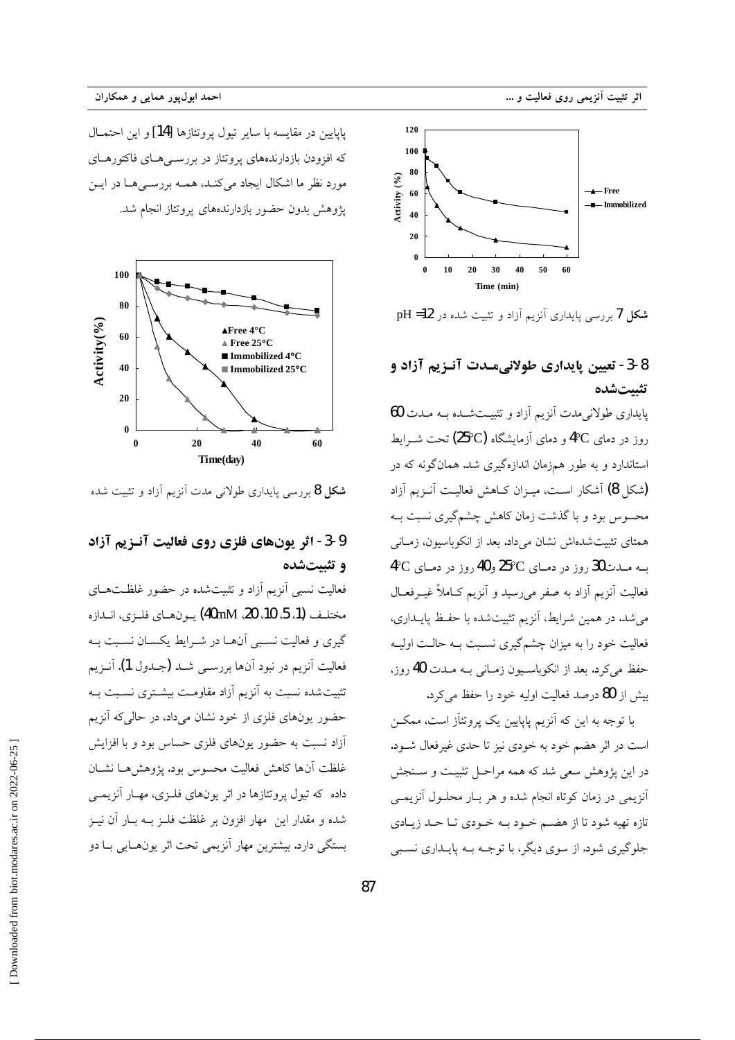پاپایین در مقایسه با سایر تیول پروتئازها [14] و این احتمال که افزودن بازدارنده‌های پروتئاز در بررسی‌های فاکتورهای مورد نظر ما اشکال ایجاد می‌کند، همه بررسی‌ها در این پژوهش بدون حضور بازدارنده‌های پروتئاز انجام شد.

**شکل 7** بررسی پایداری آنزیم آزاد و تثبیت شده در pH =12

## 3-8- تعیین پایداری طولانی‌مدت آنزیم آزاد و تثبیت‌شده

پایداری طولانی‌مدت آنزیم آزاد و تثبیت‌شده به مدت 60 روز در دمای 4°C و دمای آزمایشگاه (25°C) تحت شرایط استاندارد و به طور هم‌زمان اندازه‌گیری شد. همان‌گونه که در (شکل 8) آشکار است، میزان کاهش فعالیت آنزیم آزاد محسوس بود و با گذشت زمان کاهش چشم‌گیری نسبت به همتای تثبیت‌شده‌اش نشان می‌داد. بعد از انکوباسیون، زمانی به مدت 30 روز در دمای 25°C و 40 روز در دمای 4°C فعالیت آنزیم آزاد به صفر می‌رسید و آنزیم کاملاً غیرفعال می‌شد. در همین شرایط، آنزیم تثبیت‌شده با حفظ پایداری، فعالیت خود را به میزان چشم‌گیری نسبت به حالت اولیه حفظ می‌کرد. بعد از انکوباسیون زمانی به مدت 40 روز، بیش از 80 درصد فعالیت اولیه خود را حفظ می‌کرد.

با توجه به این که آنزیم پاپایین یک پروتئاز است، ممکن است در اثر هضم خود به خودی نیز تا حدی غیرفعال شود. در این پژوهش سعی شد که همه مراحل تثبیت و سنجش آنزیمی در زمان کوتاه انجام شده و هر بار محلول آنزیمی تازه تهیه شود تا از هضم خود به خودی تا حد زیادی جلوگیری شود. از سوی دیگر، با توجه به پایداری نسبی

**شکل 8** بررسی پایداری طولانی مدت آنزیم آزاد و تثبیت شده

## 3-9- اثر یون‌های فلزی روی فعالیت آنزیم آزاد و تثبیت‌شده

فعالیت نسبی آنزیم آزاد و تثبیت‌شده در حضور غلظت‌های مختلف (1، 5، 10، 20، 40mM) یون‌های فلزی، اندازه گیری و فعالیت نسبی آن‌ها در شرایط یکسان نسبت به فعالیت آنزیم در نبود آن‌ها بررسی شد (جدول 1). آنزیم تثبیت‌شده نسبت به آنزیم آزاد مقاومت بیشتری نسبت به حضور یون‌های فلزی از خود نشان می‌داد، در حالی‌که آنزیم آزاد نسبت به حضور یون‌های فلزی حساس بود و با افزایش غلظت آن‌ها کاهش فعالیت محسوس بود. پژوهش‌ها نشان داده که تیول پروتئازها در اثر یون‌های فلزی، مهار آنزیمی شده و مقدار این مهار افزون بر غلظت فلز به بار آن نیز بستگی دارد. بیشترین مهار آنزیمی تحت اثر یون‌هایی با دو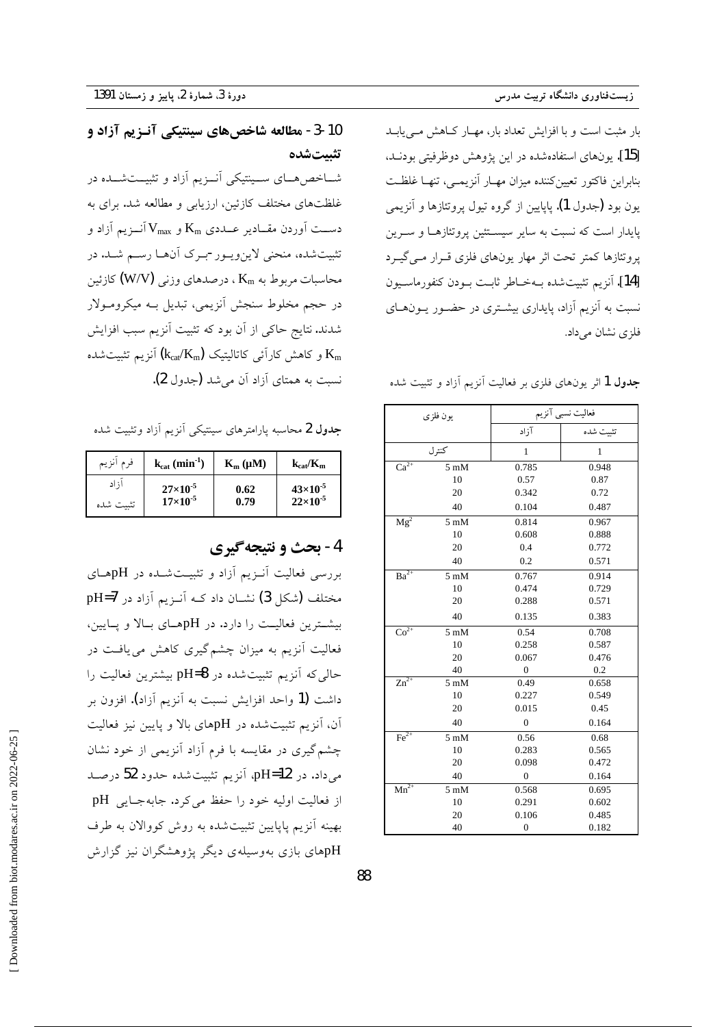بار مثبت است و با افزایش تعداد بار، مهار کاهش می‌یابد [15]. یون‌های استفاده‌شده در این پژوهش دوظرفیتی بودند، بنابراین فاکتور تعیین‌کننده میزان مهار آنزیمی، تنها غلظت یون بود (جدول 1). پاپایین از گروه تیول پروتئازها و آنزیمی پایدار است که نسبت به سایر سیستئین پروتئازها و سرین پروتئازها کمتر تحت اثر مهار یون‌های فلزی قرار می‌گیرد [14]. آنزیم تثبیت‌شده به‌خاطر ثابت بودن کنفورماسیون نسبت به آنزیم آزاد، پایداری بیشتری در حضور یون‌های فلزی نشان می‌داد.

**جدول 1** اثر یون‌های فلزی بر فعالیت آنزیم آزاد و تثبیت شده

| یون فلزی | | فعالیت نسبی آنزیم | |
|---|---|---|---|
| | | آزاد | تثبیت شده |
| کنترل | | 1 | 1 |
| $Ca^{2+}$ | 5 mM | 0.785 | 0.948 |
| | 10 | 0.57 | 0.87 |
| | 20 | 0.342 | 0.72 |
| | 40 | 0.104 | 0.487 |
| $Mg^{2}$ | 5 mM | 0.814 | 0.967 |
| | 10 | 0.608 | 0.888 |
| | 20 | 0.4 | 0.772 |
| | 40 | 0.2 | 0.571 |
| $Ba^{2+}$ | 5 mM | 0.767 | 0.914 |
| | 10 | 0.474 | 0.729 |
| | 20 | 0.288 | 0.571 |
| | 40 | 0.135 | 0.383 |
| $Co^{2+}$ | 5 mM | 0.54 | 0.708 |
| | 10 | 0.258 | 0.587 |
| | 20 | 0.067 | 0.476 |
| | 40 | 0 | 0.2 |
| $Zn^{2+}$ | 5 mM | 0.49 | 0.658 |
| | 10 | 0.227 | 0.549 |
| | 20 | 0.015 | 0.45 |
| | 40 | 0 | 0.164 |
| $Fe^{2+}$ | 5 mM | 0.56 | 0.68 |
| | 10 | 0.283 | 0.565 |
| | 20 | 0.098 | 0.472 |
| | 40 | 0 | 0.164 |
| $Mn^{2+}$ | 5 mM | 0.568 | 0.695 |
| | 10 | 0.291 | 0.602 |
| | 20 | 0.106 | 0.485 |
| | 40 | 0 | 0.182 |

### 3-10- مطالعه شاخص‌های سینتیکی آنزیم آزاد و تثبیت‌شده

شاخص‌های سینتیکی آنزیم آزاد و تثبیت‌شده در غلظت‌های مختلف کازئین، ارزیابی و مطالعه شد. برای به دست آوردن مقادیر عددی $K_m$ و $V_{max}$ آنزیم آزاد و تثبیت‌شده، منحنی لاین‌ویور-برک آن‌ها رسم شد. در محاسبات مربوط به $K_m$ ، درصدهای وزنی (W/V) کازئین در حجم مخلوط سنجش آنزیمی، تبدیل به میکرومولار شدند. نتایج حاکی از آن بود که تثبیت آنزیم سبب افزایش $K_m$ و کاهش کارآئی کاتالیتیک ($k_{cat}/K_m$) آنزیم تثبیت‌شده نسبت به همتای آزاد آن می‌شد (جدول 2).

**جدول 2** محاسبه پارامترهای سینتیکی آنزیم آزاد وتثبیت شده

| فرم آنزیم | $k_{cat}$ ($min^{-1}$) | $K_m$ (µM) | $k_{cat}/K_m$ |
|---|---|---|---|
| آزاد | $27\times10^{-5}$ | 0.62 | $43\times10^{-5}$ |
| تثبیت شده | $17\times10^{-5}$ | 0.79 | $22\times10^{-5}$ |

## 4- بحث و نتیجه‌گیری

بررسی فعالیت آنزیم آزاد و تثبیت‌شده در pHهای مختلف (شکل 3) نشان داد که آنزیم آزاد در pH=7 بیشترین فعالیت را دارد. در pHهای بالا و پایین، فعالیت آنزیم به میزان چشم‌گیری کاهش می‌یافت در حالی‌که آنزیم تثبیت‌شده در pH=8 بیشترین فعالیت را داشت (1 واحد افزایش نسبت به آنزیم آزاد). افزون بر آن، آنزیم تثبیت‌شده در pHهای بالا و پایین نیز فعالیت چشم‌گیری در مقایسه با فرم آزاد آنزیمی از خود نشان می‌داد. در pH=12، آنزیم تثبیت‌شده حدود 52 درصد از فعالیت اولیه خود را حفظ می‌کرد. جابه‌جایی pH بهینه آنزیم پاپایین تثبیت‌شده به روش کووالان به طرف pHهای بازی به‌وسیله‌ی دیگر پژوهشگران نیز گزارش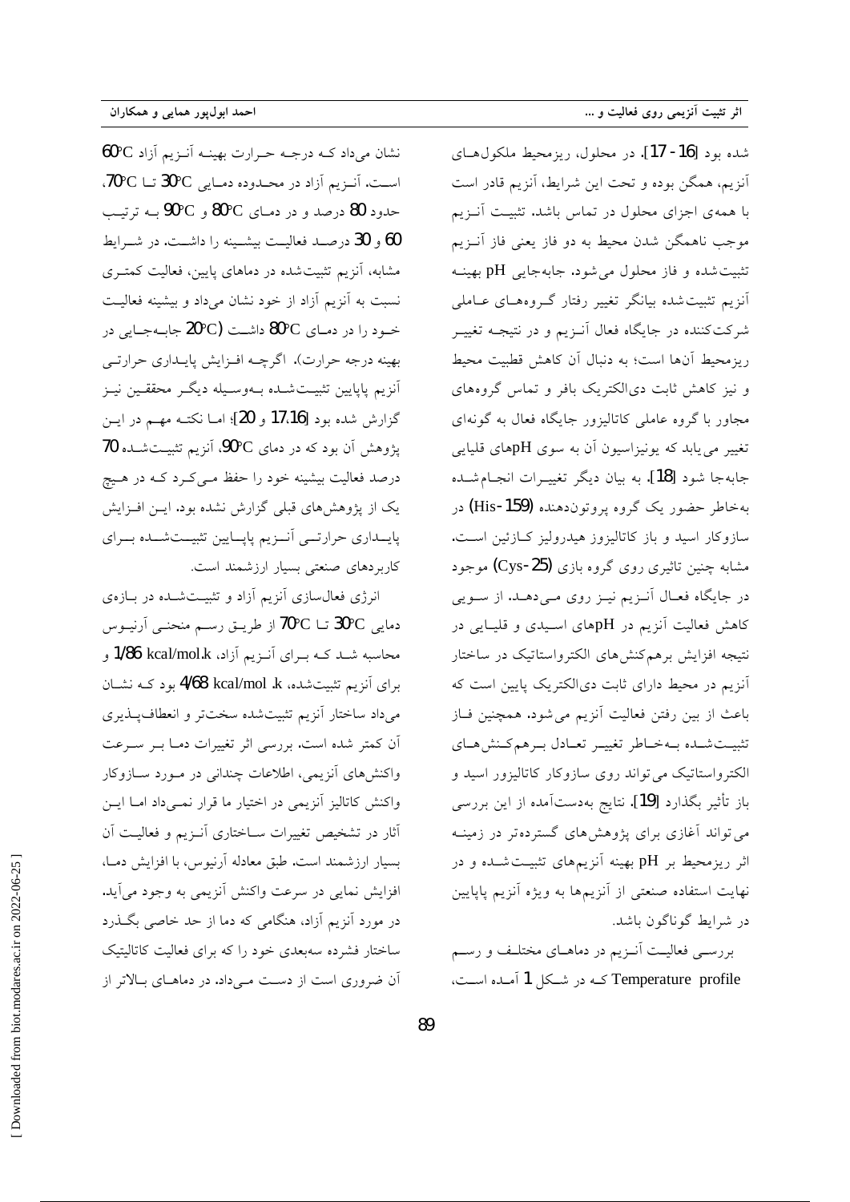شده بود [16 - 17]. در محلول، ریزمحیط ملکول‌های آنزیم، همگن بوده و تحت این شرایط، آنزیم قادر است با همه‌ی اجزای محلول در تماس باشد. تثبیت آنزیم موجب ناهمگن شدن محیط به دو فاز یعنی فاز آنزیم تثبیت‌شده و فاز محلول می‌شود. جابه‌جایی pH بهینه آنزیم تثبیت‌شده بیانگر تغییر رفتار گروه‌های عاملی شرکت‌کننده در جایگاه فعال آنزیم و در نتیجه تغییر ریزمحیط آن‌ها است؛ به دنبال آن کاهش قطبیت محیط و نیز کاهش ثابت دی‌الکتریک بافر و تماس گروه‌های مجاور با گروه عاملی کاتالیزور جایگاه فعال به گونه‌ای تغییر می‌یابد که یونیزاسیون آن به سوی pHهای قلیایی جابه‌جا شود [18]. به بیان دیگر تغییرات انجام‌شده به‌خاطر حضور یک گروه پروتون‌دهنده (His-159) در سازوکار اسید و باز کاتالیزوز هیدرولیز کازئین است. مشابه چنین تاثیری روی گروه بازی (Cys-25) موجود در جایگاه فعال آنزیم نیز روی می‌دهد. از سویی کاهش فعالیت آنزیم در pHهای اسیدی و قلیایی در نتیجه افزایش برهم‌کنش‌های الکترواستاتیک در ساختار آنزیم در محیط دارای ثابت دی‌الکتریک پایین است که باعث از بین رفتن فعالیت آنزیم می‌شود. همچنین فاز تثبیت‌شده به‌خاطر تغییر تعادل برهم‌کنش‌های الکترواستاتیک می‌تواند روی سازوکار کاتالیزور اسید و باز تأثیر بگذارد [19]. نتایج به‌دست‌آمده از این بررسی می‌تواند آغازی برای پژوهش‌های گسترده‌تر در زمینه اثر ریزمحیط بر pH بهینه آنزیم‌های تثبیت‌شده و در نهایت استفاده صنعتی از آنزیم‌ها به ویژه آنزیم پاپایین در شرایط گوناگون باشد.

بررسی فعالیت آنزیم در دماهای مختلف و رسم Temperature profile که در شکل 1 آمده است، نشان می‌داد که درجه حرارت بهینه آنزیم آزاد 60°C است. آنزیم آزاد در محدوده دمایی 30°C تا 70°C، حدود 80 درصد و در دمای 80°C و 90°C به ترتیب 60 و 30 درصد فعالیت بیشینه را داشت. در شرایط مشابه، آنزیم تثبیت‌شده در دماهای پایین، فعالیت کمتری نسبت به آنزیم آزاد از خود نشان می‌داد و بیشینه فعالیت خود را در دمای 80°C داشت (20°C جابه‌جایی در بهینه درجه حرارت). اگرچه افزایش پایداری حرارتی آنزیم پاپایین تثبیت‌شده به‌وسیله دیگر محققین نیز گزارش شده بود [17،16 و 20]؛ اما نکته مهم در این پژوهش آن بود که در دمای 90°C، آنزیم تثبیت‌شده 70 درصد فعالیت بیشینه خود را حفظ می‌کرد که در هیچ یک از پژوهش‌های قبلی گزارش نشده بود. این افزایش پایداری حرارتی آنزیم پاپایین تثبیت‌شده برای کاربردهای صنعتی بسیار ارزشمند است.

انرژی فعال‌سازی آنزیم آزاد و تثبیت‌شده در بازه‌ی دمایی 30°C تا 70°C از طریق رسم منحنی آرنیوس محاسبه شد که برای آنزیم آزاد، 1/86 kcal/mol.k و برای آنزیم تثبیت‌شده، 4/68 kcal/mol .k بود که نشان می‌داد ساختار آنزیم تثبیت‌شده سخت‌تر و انعطاف‌پذیری آن کمتر شده است. بررسی اثر تغییرات دما بر سرعت واکنش‌های آنزیمی، اطلاعات چندانی در مورد سازوکار واکنش کاتالیز آنزیمی در اختیار ما قرار نمی‌داد اما این آثار در تشخیص تغییرات ساختاری آنزیم و فعالیت آن بسیار ارزشمند است. طبق معادله آرنیوس، با افزایش دما، افزایش نمایی در سرعت واکنش آنزیمی به وجود می‌آید. در مورد آنزیم آزاد، هنگامی که دما از حد خاصی بگذرد ساختار فشرده سه‌بعدی خود را که برای فعالیت کاتالیتیک آن ضروری است از دست می‌داد. در دماهای بالاتر از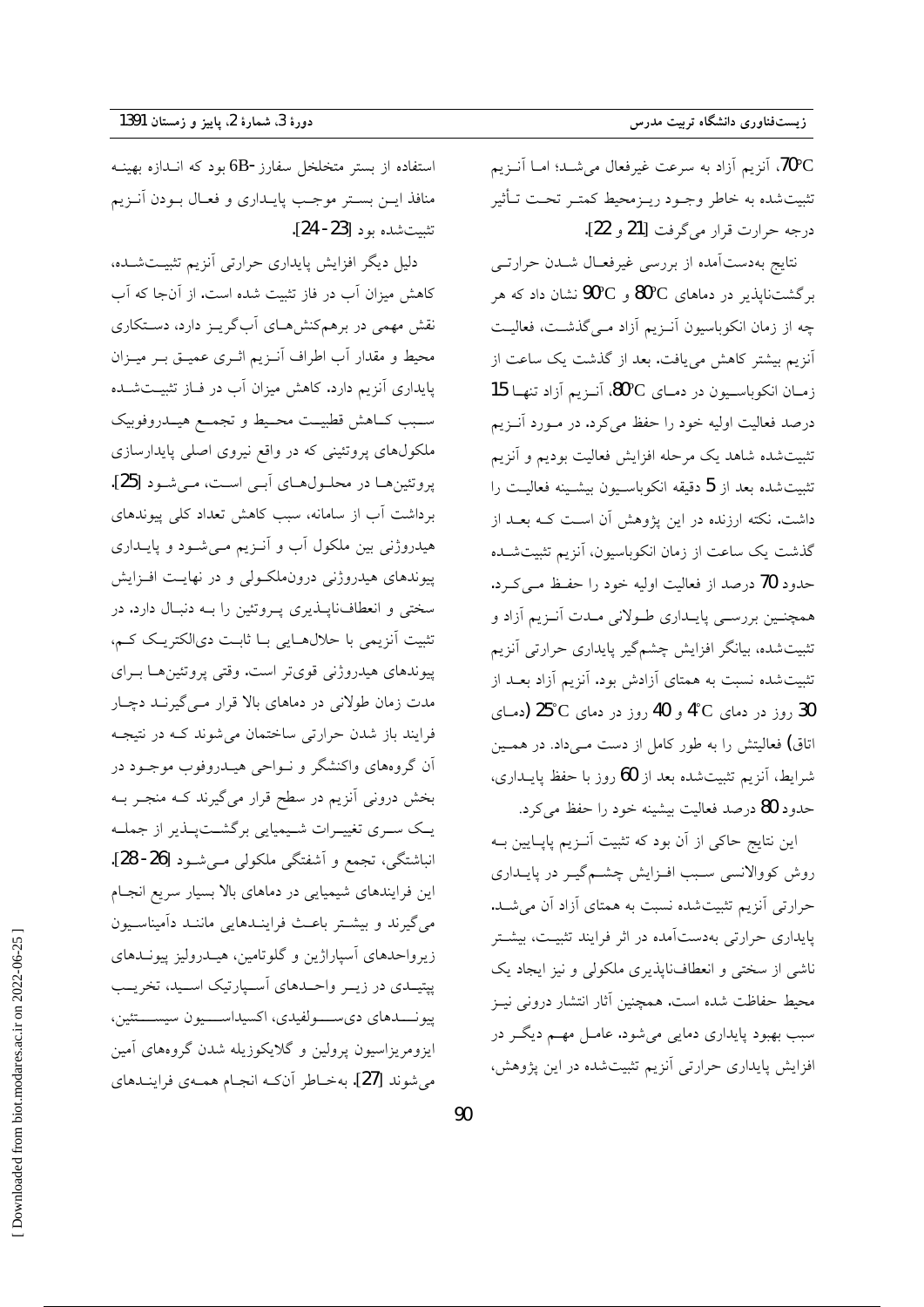70°C، آنزیم آزاد به سرعت غیرفعال می‌شد؛ اما آنزیم تثبیت‌شده به خاطر وجود ریزمحیط کمتر تحت تأثیر درجه حرارت قرار می‌گرفت [21 و 22].

نتایج به‌دست‌آمده از بررسی غیرفعال شدن حرارتی برگشت‌ناپذیر در دماهای 80°C و 90°C نشان داد که هر چه از زمان انکوباسیون آنزیم آزاد می‌گذشت، فعالیت آنزیم بیشتر کاهش می‌یافت. بعد از گذشت یک ساعت از زمان انکوباسیون در دمای 80°C، آنزیم آزاد تنها 15 درصد فعالیت اولیه خود را حفظ می‌کرد. در مورد آنزیم تثبیت‌شده شاهد یک مرحله افزایش فعالیت بودیم و آنزیم تثبیت‌شده بعد از 5 دقیقه انکوباسیون بیشینه فعالیت را داشت. نکته ارزنده در این پژوهش آن است که بعد از گذشت یک ساعت از زمان انکوباسیون، آنزیم تثبیت‌شده حدود 70 درصد از فعالیت اولیه خود را حفظ می‌کرد. همچنین بررسی پایداری طولانی مدت آنزیم آزاد و تثبیت‌شده، بیانگر افزایش چشم‌گیر پایداری حرارتی آنزیم تثبیت‌شده نسبت به همتای آزادش بود. آنزیم آزاد بعد از 30 روز در دمای 4°C و 40 روز در دمای 25°C (دمای اتاق) فعالیتش را به طور کامل از دست می‌داد. در همین شرایط، آنزیم تثبیت‌شده بعد از 60 روز با حفظ پایداری، حدود 80 درصد فعالیت بیشینه خود را حفظ می‌کرد.

این نتایج حاکی از آن بود که تثبیت آنزیم پاپایین به روش کووالانسی سبب افزایش چشم‌گیر در پایداری حرارتی آنزیم تثبیت‌شده نسبت به همتای آزاد آن می‌شد. پایداری حرارتی به‌دست‌آمده در اثر فرایند تثبیت، بیشتر ناشی از سختی و انعطاف‌ناپذیری ملکولی و نیز ایجاد یک محیط حفاظت شده است. همچنین آثار انتشار درونی نیز سبب بهبود پایداری دمایی می‌شود. عامل مهم دیگر در افزایش پایداری حرارتی آنزیم تثبیت‌شده در این پژوهش، استفاده از بستر متخلخل سفارز 6B- بود که اندازه بهینه منافذ این بستر موجب پایداری و فعال بودن آنزیم تثبیت‌شده بود [23-24].

دلیل دیگر افزایش پایداری حرارتی آنزیم تثبیت‌شده، کاهش میزان آب در فاز تثبیت شده است. از آن‌جا که آب نقش مهمی در برهم‌کنش‌های آب‌گریز دارد، دستکاری محیط و مقدار آب اطراف آنزیم اثری عمیق بر میزان پایداری آنزیم دارد. کاهش میزان آب در فاز تثبیت‌شده سبب کاهش قطبیت محیط و تجمع هیدروفوبیک ملکول‌های پروتئینی که در واقع نیروی اصلی پایدارسازی پروتئین‌ها در محلول‌های آبی است، می‌شود [25]. برداشت آب از سامانه، سبب کاهش تعداد کلی پیوندهای هیدروژنی بین ملکول آب و آنزیم می‌شود و پایداری پیوندهای هیدروژنی درون‌ملکولی و در نهایت افزایش سختی و انعطاف‌ناپذیری پروتئین را به دنبال دارد. در تثبیت آنزیمی با حلال‌هایی با ثابت دی‌الکتریک کم، پیوندهای هیدروژنی قوی‌تر است. وقتی پروتئین‌ها برای مدت زمان طولانی در دماهای بالا قرار می‌گیرند دچار فرایند باز شدن حرارتی ساختمان می‌شوند که در نتیجه آن گروه‌های واکنشگر و نواحی هیدروفوب موجود در بخش درونی آنزیم در سطح قرار می‌گیرند که منجر به یک سری تغییرات شیمیایی برگشت‌پذیر از جمله انباشتگی، تجمع و آشفتگی ملکولی می‌شود [26-28]. این فرایندهای شیمیایی در دماهای بالا بسیار سریع انجام می‌گیرند و بیشتر باعث فرایندهایی مانند دآمیناسیون زیرواحدهای آسپاراژین و گلوتامین، هیدرولیز پیوندهای پپتیدی در زیر واحدهای آسپارتیک اسید، تخریب پیوندهای دی‌سولفیدی، اکسیداسیون سیستئین، ایزومریزاسیون پرولین و گلایکوزیله شدن گروه‌های آمین می‌شوند [27]. به‌خاطر آن‌که انجام همه‌ی فرایندهای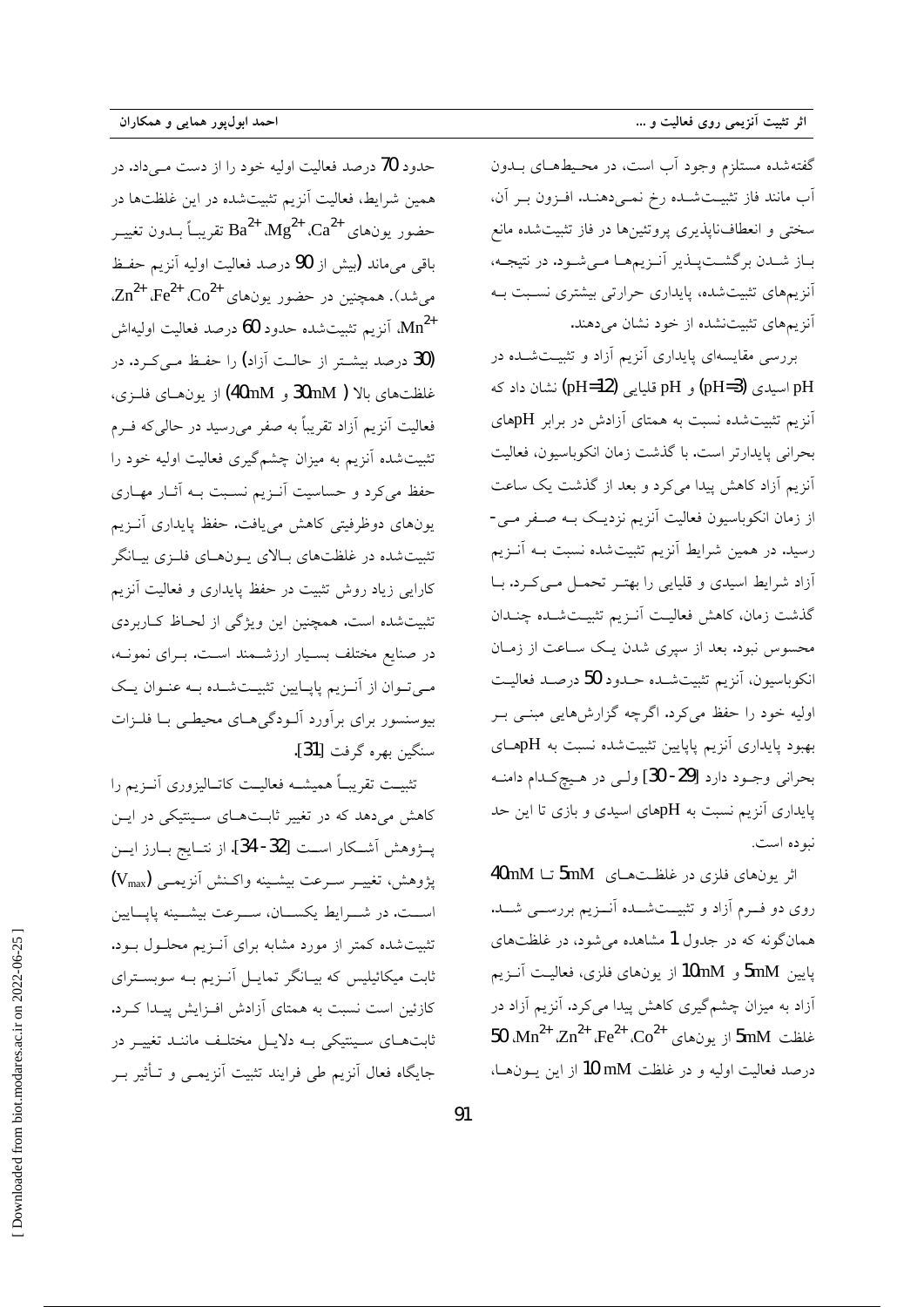گفته‌شده مستلزم وجود آب است، در محیط‌های بدون آب مانند فاز تثبیت‌شده رخ نمی‌دهند. افزون بر آن، سختی و انعطاف‌ناپذیری پروتئین‌ها در فاز تثبیت‌شده مانع باز شدن برگشت‌پذیر آنزیم‌ها می‌شود. در نتیجه، آنزیم‌های تثبیت‌شده، پایداری حرارتی بیشتری نسبت به آنزیم‌های تثبیت‌نشده از خود نشان می‌دهند.

بررسی مقایسه‌ای پایداری آنزیم آزاد و تثبیت‌شده در pH اسیدی (pH=3) و pH قلیایی (pH=12) نشان داد که آنزیم تثبیت‌شده نسبت به همتای آزادش در برابر pHهای بحرانی پایدارتر است. با گذشت زمان انکوباسیون، فعالیت آنزیم آزاد کاهش پیدا می‌کرد و بعد از گذشت یک ساعت از زمان انکوباسیون فعالیت آنزیم نزدیک به صفر می‌رسید. در همین شرایط آنزیم تثبیت‌شده نسبت به آنزیم آزاد شرایط اسیدی و قلیایی را بهتر تحمل می‌کرد. با گذشت زمان، کاهش فعالیت آنزیم تثبیت‌شده چندان محسوس نبود. بعد از سپری شدن یک ساعت از زمان انکوباسیون، آنزیم تثبیت‌شده حدود 50 درصد فعالیت اولیه خود را حفظ می‌کرد. اگرچه گزارش‌هایی مبنی بر بهبود پایداری آنزیم پاپایین تثبیت‌شده نسبت به pHهای بحرانی وجود دارد [29-30] ولی در هیچ‌کدام دامنه پایداری آنزیم نسبت به pHهای اسیدی و بازی تا این حد نبوده است.

اثر یون‌های فلزی در غلظت‌های 5mM تا 40mM روی دو فرم آزاد و تثبیت‌شده آنزیم بررسی شد. همان‌گونه که در جدول 1 مشاهده می‌شود، در غلظت‌های پایین 5mM و 10mM از یون‌های فلزی، فعالیت آنزیم آزاد به میزان چشم‌گیری کاهش پیدا می‌کرد. آنزیم آزاد در غلظت 5mM از یون‌های $Co^{2+}$، $Fe^{2+}$، $Zn^{2+}$، $Mn^{2+}$، 50 درصد فعالیت اولیه و در غلظت 10 mM از این یون‌ها، حدود 70 درصد فعالیت اولیه خود را از دست می‌داد. در همین شرایط، فعالیت آنزیم تثبیت‌شده در این غلظت‌ها در حضور یون‌های $Ca^{2+}$، $Mg^{2+}$، $Ba^{2+}$ تقریباً بدون تغییر باقی می‌ماند (بیش از 90 درصد فعالیت اولیه آنزیم حفظ می‌شد). همچنین در حضور یون‌های $Co^{2+}$، $Fe^{2+}$، $Zn^{2+}$، $Mn^{2+}$، آنزیم تثبیت‌شده حدود 60 درصد فعالیت اولیه‌اش (30 درصد بیشتر از حالت آزاد) را حفظ می‌کرد. در غلظت‌های بالا (30mM و 40mM) از یون‌های فلزی، فعالیت آنزیم آزاد تقریباً به صفر می‌رسید در حالی‌که فرم تثبیت‌شده آنزیم به میزان چشم‌گیری فعالیت اولیه خود را حفظ می‌کرد و حساسیت آنزیم نسبت به آثار مهاری یون‌های دوظرفیتی کاهش می‌یافت. حفظ پایداری آنزیم تثبیت‌شده در غلظت‌های بالای یون‌های فلزی بیانگر کارایی زیاد روش تثبیت در حفظ پایداری و فعالیت آنزیم تثبیت‌شده است. همچنین این ویژگی از لحاظ کاربردی در صنایع مختلف بسیار ارزشمند است. برای نمونه، می‌توان از آنزیم پاپایین تثبیت‌شده به عنوان یک بیوسنسور برای برآورد آلودگی‌های محیطی با فلزات سنگین بهره گرفت [31].

تثبیت تقریباً همیشه فعالیت کاتالیزوری آنزیم را کاهش می‌دهد که در تغییر ثابت‌های سینتیکی در این پژوهش آشکار است [32-34]. از نتایج بارز این پژوهش، تغییر سرعت بیشینه واکنش آنزیمی ($V_{max}$) است. در شرایط یکسان، سرعت بیشینه پاپایین تثبیت‌شده کمتر از مورد مشابه برای آنزیم محلول بود. ثابت میکائیلیس که بیانگر تمایل آنزیم به سوبسترای کازئین است نسبت به همتای آزادش افزایش پیدا کرد. ثابت‌های سینتیکی به دلایل مختلف مانند تغییر در جایگاه فعال آنزیم طی فرایند تثبیت آنزیمی و تأثیر بر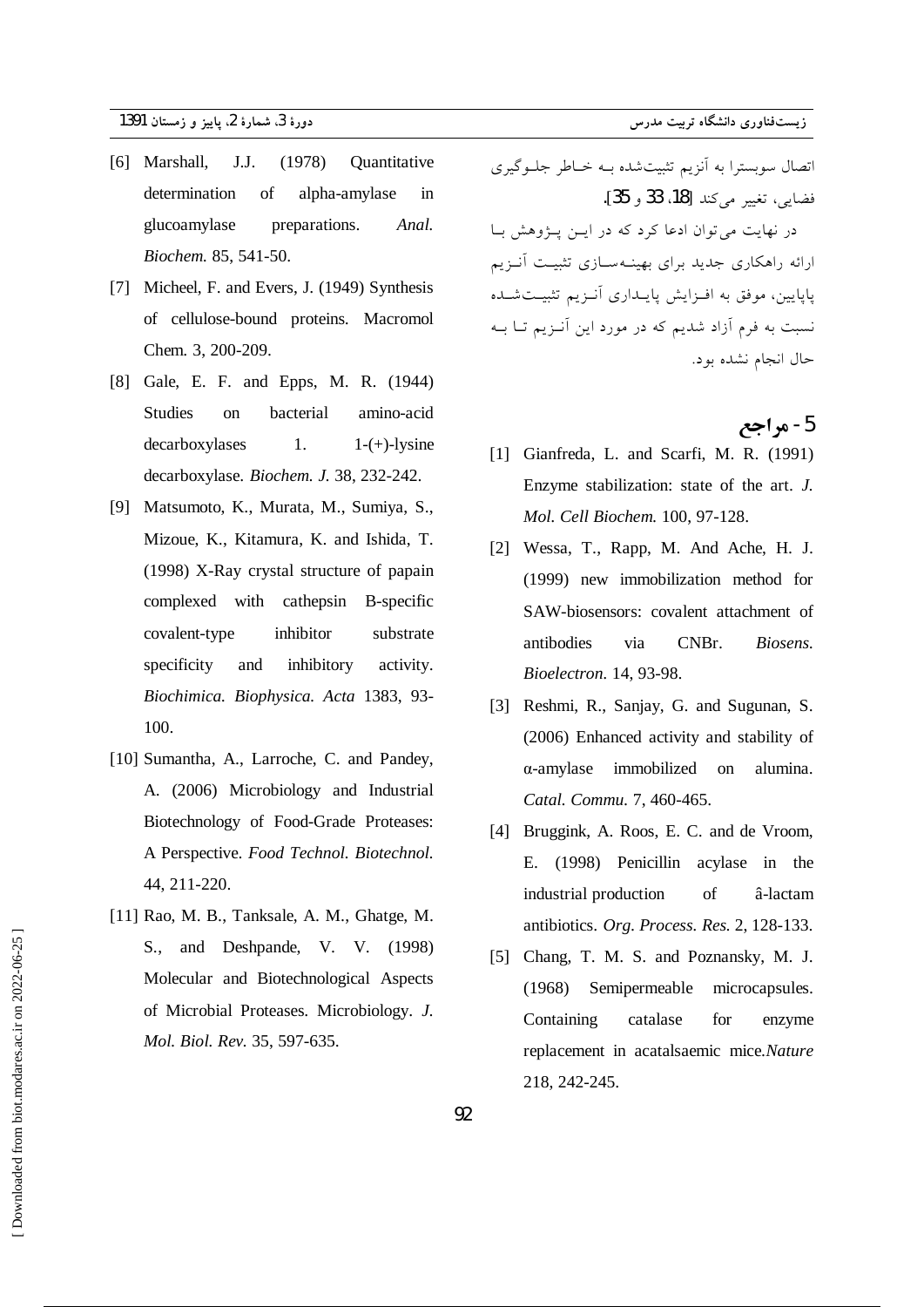اتصال سوبسترا به آنزیم تثبیت‌شده بـه خـاطر جلـوگیری فضایی، تغییر می‌کند [18، 33 و 35].

در نهایت می‌توان ادعا کرد که در ایـن پـژوهش بـا ارائه راهکاری جدید برای بهینـه‌سـازی تثبیـت آنـزیم پاپایین، موفق به افـزایش پایـداری آنـزیم تثبیـت‌شـده نسبت به فرم آزاد شدیم که در مورد این آنـزیم تـا بـه حال انجام نشده بود.

## 5- مراجع

[1] Gianfreda, L. and Scarfi, M. R. (1991) Enzyme stabilization: state of the art. *J. Mol. Cell Biochem.* 100, 97-128.

[2] Wessa, T., Rapp, M. And Ache, H. J. (1999) new immobilization method for SAW-biosensors: covalent attachment of antibodies via CNBr. *Biosens. Bioelectron.* 14, 93-98.

[3] Reshmi, R., Sanjay, G. and Sugunan, S. (2006) Enhanced activity and stability of α-amylase immobilized on alumina. *Catal. Commu.* 7, 460-465.

[4] Bruggink, A. Roos, E. C. and de Vroom, E. (1998) Penicillin acylase in the industrial production of â-lactam antibiotics. *Org. Process. Res.* 2, 128-133.

[5] Chang, T. M. S. and Poznansky, M. J. (1968) Semipermeable microcapsules. Containing catalase for enzyme replacement in acatalsaemic mice.*Nature* 218, 242-245.

[6] Marshall, J.J. (1978) Quantitative determination of alpha-amylase in glucoamylase preparations. *Anal. Biochem.* 85, 541-50.

[7] Micheel, F. and Evers, J. (1949) Synthesis of cellulose-bound proteins. Macromol Chem. 3, 200-209.

[8] Gale, E. F. and Epps, M. R. (1944) Studies on bacterial amino-acid decarboxylases 1. 1-(+)-lysine decarboxylase. *Biochem. J.* 38, 232-242.

[9] Matsumoto, K., Murata, M., Sumiya, S., Mizoue, K., Kitamura, K. and Ishida, T. (1998) X-Ray crystal structure of papain complexed with cathepsin B-specific covalent-type inhibitor substrate specificity and inhibitory activity. *Biochimica. Biophysica. Acta* 1383, 93-100.

[10] Sumantha, A., Larroche, C. and Pandey, A. (2006) Microbiology and Industrial Biotechnology of Food-Grade Proteases: A Perspective. *Food Technol. Biotechnol.* 44, 211-220.

[11] Rao, M. B., Tanksale, A. M., Ghatge, M. S., and Deshpande, V. V. (1998) Molecular and Biotechnological Aspects of Microbial Proteases. Microbiology. *J. Mol. Biol. Rev.* 35, 597-635.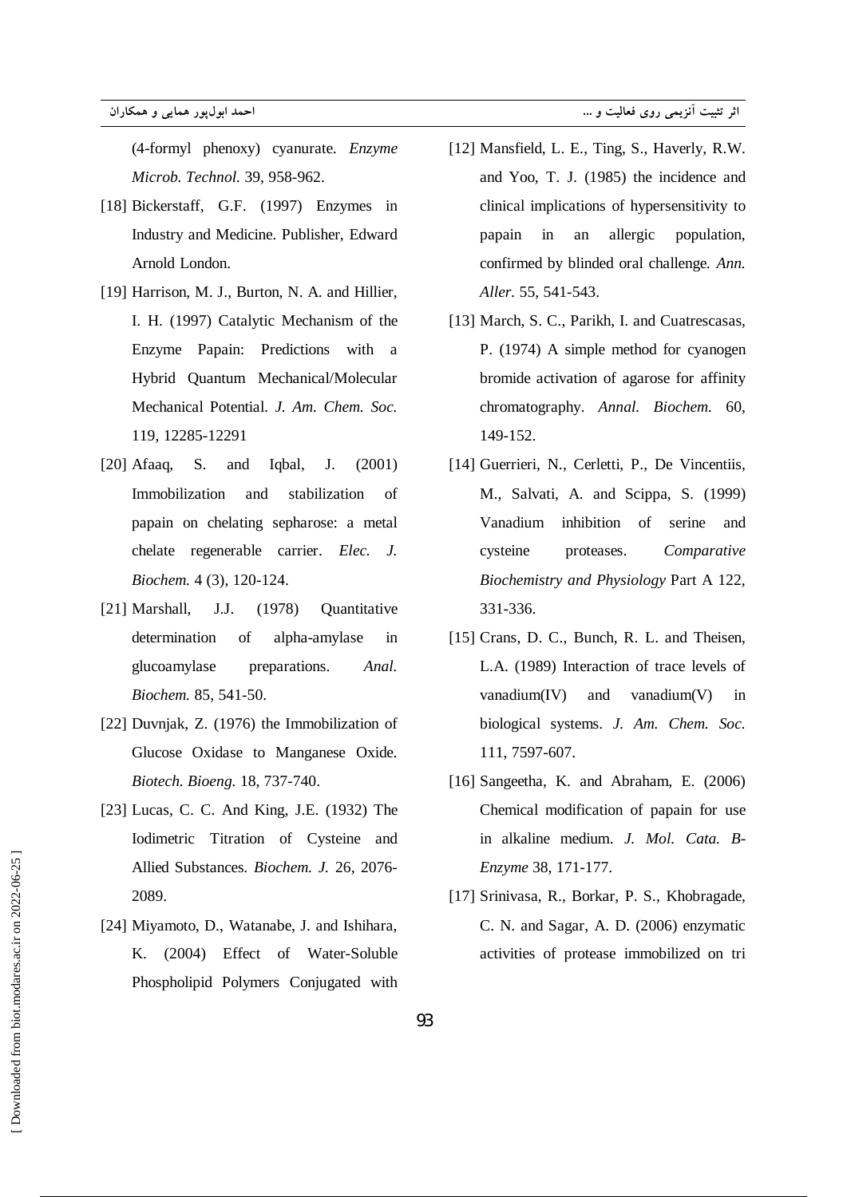[12] Mansfield, L. E., Ting, S., Haverly, R.W. and Yoo, T. J. (1985) the incidence and clinical implications of hypersensitivity to papain in an allergic population, confirmed by blinded oral challenge. *Ann. Aller.* 55, 541-543.

[13] March, S. C., Parikh, I. and Cuatrescasas, P. (1974) A simple method for cyanogen bromide activation of agarose for affinity chromatography. *Annal. Biochem.* 60, 149-152.

[14] Guerrieri, N., Cerletti, P., De Vincentiis, M., Salvati, A. and Scippa, S. (1999) Vanadium inhibition of serine and cysteine proteases. *Comparative Biochemistry and Physiology* Part A 122, 331-336.

[15] Crans, D. C., Bunch, R. L. and Theisen, L.A. (1989) Interaction of trace levels of vanadium(IV) and vanadium(V) in biological systems. *J. Am. Chem. Soc.* 111, 7597-607.

[16] Sangeetha, K. and Abraham, E. (2006) Chemical modification of papain for use in alkaline medium. *J. Mol. Cata. B-Enzyme* 38, 171-177.

[17] Srinivasa, R., Borkar, P. S., Khobragade, C. N. and Sagar, A. D. (2006) enzymatic activities of protease immobilized on tri (4-formyl phenoxy) cyanurate. *Enzyme Microb. Technol.* 39, 958-962.

[18] Bickerstaff, G.F. (1997) Enzymes in Industry and Medicine. Publisher, Edward Arnold London.

[19] Harrison, M. J., Burton, N. A. and Hillier, I. H. (1997) Catalytic Mechanism of the Enzyme Papain: Predictions with a Hybrid Quantum Mechanical/Molecular Mechanical Potential. *J. Am. Chem. Soc.* 119, 12285-12291

[20] Afaaq, S. and Iqbal, J. (2001) Immobilization and stabilization of papain on chelating sepharose: a metal chelate regenerable carrier. *Elec. J. Biochem.* 4 (3), 120-124.

[21] Marshall, J.J. (1978) Quantitative determination of alpha-amylase in glucoamylase preparations. *Anal. Biochem.* 85, 541-50.

[22] Duvnjak, Z. (1976) the Immobilization of Glucose Oxidase to Manganese Oxide. *Biotech. Bioeng.* 18, 737-740.

[23] Lucas, C. C. And King, J.E. (1932) The Iodimetric Titration of Cysteine and Allied Substances. *Biochem. J.* 26, 2076-2089.

[24] Miyamoto, D., Watanabe, J. and Ishihara, K. (2004) Effect of Water-Soluble Phospholipid Polymers Conjugated with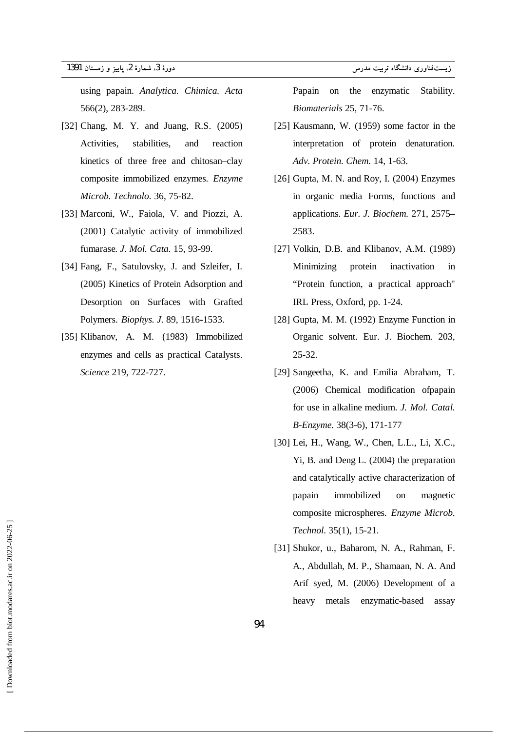Papain on the enzymatic Stability. *Biomaterials* 25, 71-76.

[25] Kausmann, W. (1959) some factor in the interpretation of protein denaturation. *Adv. Protein. Chem.* 14, 1-63.

[26] Gupta, M. N. and Roy, I. (2004) Enzymes in organic media Forms, functions and applications. *Eur. J. Biochem.* 271, 2575–2583.

[27] Volkin, D.B. and Klibanov, A.M. (1989) Minimizing protein inactivation in "Protein function, a practical approach" IRL Press, Oxford, pp. 1-24.

[28] Gupta, M. M. (1992) Enzyme Function in Organic solvent. Eur. J. Biochem. 203, 25-32.

[29] Sangeetha, K. and Emilia Abraham, T. (2006) Chemical modification ofpapain for use in alkaline medium. *J. Mol. Catal. B-Enzyme*. 38(3-6), 171-177

[30] Lei, H., Wang, W., Chen, L.L., Li, X.C., Yi, B. and Deng L. (2004) the preparation and catalytically active characterization of papain immobilized on magnetic composite microspheres. *Enzyme Microb. Technol*. 35(1), 15-21.

[31] Shukor, u., Baharom, N. A., Rahman, F. A., Abdullah, M. P., Shamaan, N. A. And Arif syed, M. (2006) Development of a heavy metals enzymatic-based assay using papain. *Analytica. Chimica. Acta* 566(2), 283-289.

[32] Chang, M. Y. and Juang, R.S. (2005) Activities, stabilities, and reaction kinetics of three free and chitosan–clay composite immobilized enzymes. *Enzyme Microb. Technolo.* 36, 75-82.

[33] Marconi, W., Faiola, V. and Piozzi, A. (2001) Catalytic activity of immobilized fumarase. *J. Mol. Cata.* 15, 93-99.

[34] Fang, F., Satulovsky, J. and Szleifer, I. (2005) Kinetics of Protein Adsorption and Desorption on Surfaces with Grafted Polymers. *Biophys. J.* 89, 1516-1533.

[35] Klibanov, A. M. (1983) Immobilized enzymes and cells as practical Catalysts. *Science* 219, 722-727.